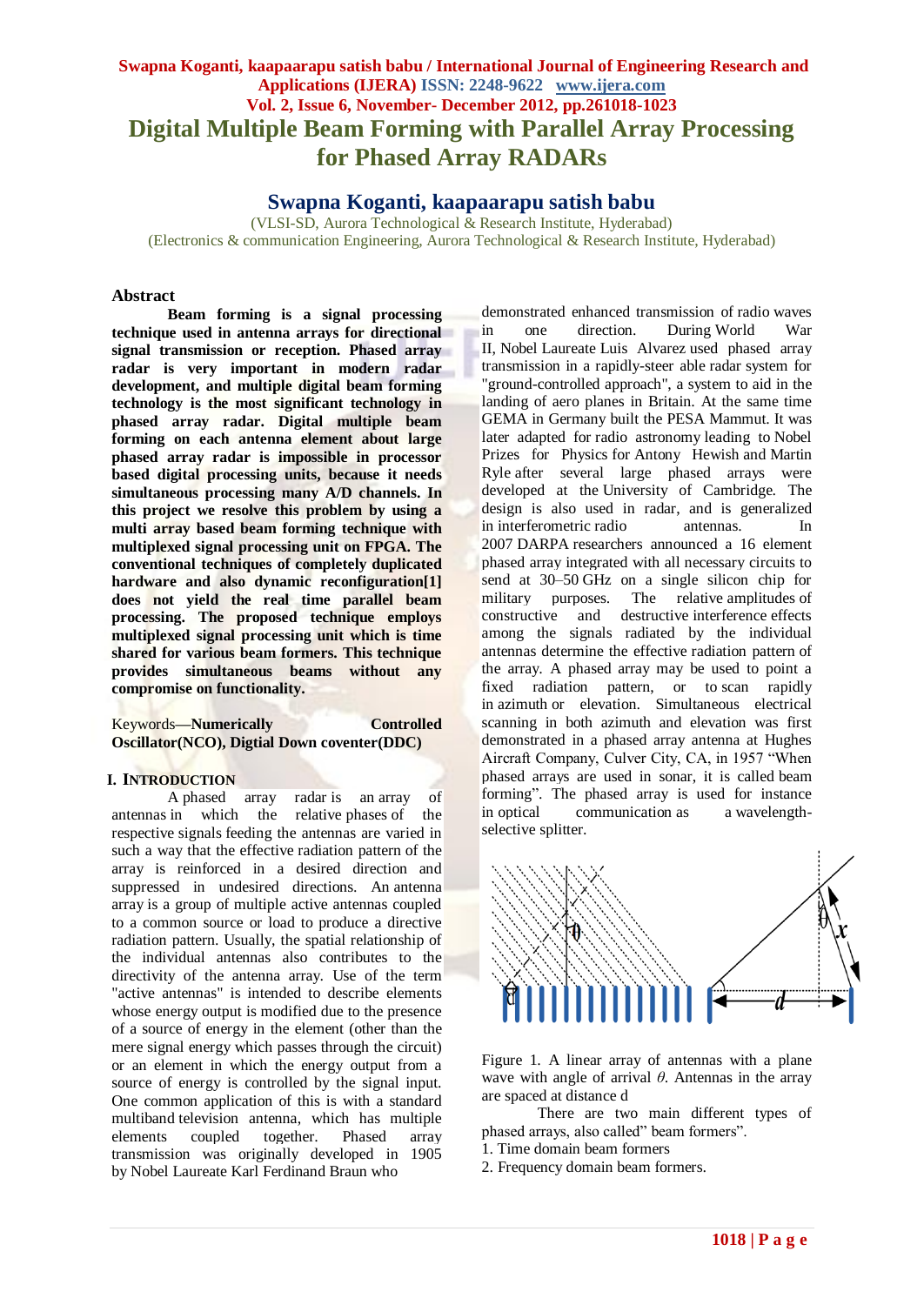# Digital Multiple Beam Forming with Parallel Array Processing for Phased Array RADARs

**Swapna Koganti, kaapaarapu satish babu**

(VLSI-SD, Aurora Technological & Research Institute, Hyderabad)
(Electronics & communication Engineering, Aurora Technological & Research Institute, Hyderabad)

## Abstract

**Beam forming is a signal processing technique used in antenna arrays for directional signal transmission or reception. Phased array radar is very important in modern radar development, and multiple digital beam forming technology is the most significant technology in phased array radar. Digital multiple beam forming on each antenna element about large phased array radar is impossible in processor based digital processing units, because it needs simultaneous processing many A/D channels. In this project we resolve this problem by using a multi array based beam forming technique with multiplexed signal processing unit on FPGA. The conventional techniques of completely duplicated hardware and also dynamic reconfiguration[1] does not yield the real time parallel beam processing. The proposed technique employs multiplexed signal processing unit which is time shared for various beam formers. This technique provides simultaneous beams without any compromise on functionality.**

Keywords—**Numerically Controlled Oscillator(NCO), Digtial Down coventer(DDC)**

## I. Introduction

A phased array radar is an array of antennas in which the relative phases of the respective signals feeding the antennas are varied in such a way that the effective radiation pattern of the array is reinforced in a desired direction and suppressed in undesired directions. An antenna array is a group of multiple active antennas coupled to a common source or load to produce a directive radiation pattern. Usually, the spatial relationship of the individual antennas also contributes to the directivity of the antenna array. Use of the term "active antennas" is intended to describe elements whose energy output is modified due to the presence of a source of energy in the element (other than the mere signal energy which passes through the circuit) or an element in which the energy output from a source of energy is controlled by the signal input. One common application of this is with a standard multiband television antenna, which has multiple elements coupled together. Phased array transmission was originally developed in 1905 by Nobel Laureate Karl Ferdinand Braun who demonstrated enhanced transmission of radio waves in one direction. During World War II, Nobel Laureate Luis Alvarez used phased array transmission in a rapidly-steer able radar system for "ground-controlled approach", a system to aid in the landing of aero planes in Britain. At the same time GEMA in Germany built the PESA Mammut. It was later adapted for radio astronomy leading to Nobel Prizes for Physics for Antony Hewish and Martin Ryle after several large phased arrays were developed at the University of Cambridge. The design is also used in radar, and is generalized in interferometric radio antennas. In 2007 DARPA researchers announced a 16 element phased array integrated with all necessary circuits to send at 30–50 GHz on a single silicon chip for military purposes. The relative amplitudes of constructive and destructive interference effects among the signals radiated by the individual antennas determine the effective radiation pattern of the array. A phased array may be used to point a fixed radiation pattern, or to scan rapidly in azimuth or elevation. Simultaneous electrical scanning in both azimuth and elevation was first demonstrated in a phased array antenna at Hughes Aircraft Company, Culver City, CA, in 1957 "When phased arrays are used in sonar, it is called beam forming". The phased array is used for instance in optical communication as a wavelength-selective splitter.

Figure 1. A linear array of antennas with a plane wave with angle of arrival $\theta$. Antennas in the array are spaced at distance d

There are two main different types of phased arrays, also called" beam formers".

1. Time domain beam formers
2. Frequency domain beam formers.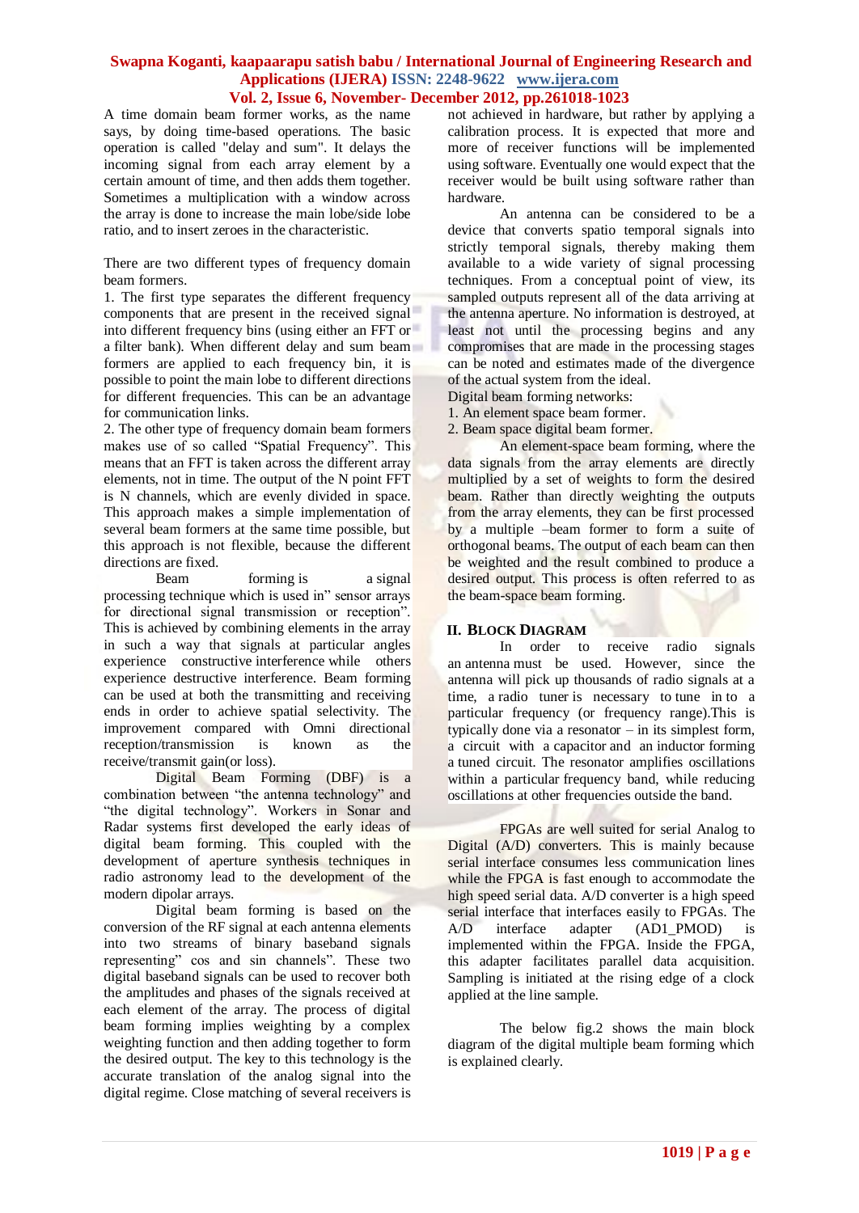A time domain beam former works, as the name says, by doing time-based operations. The basic operation is called "delay and sum". It delays the incoming signal from each array element by a certain amount of time, and then adds them together. Sometimes a multiplication with a window across the array is done to increase the main lobe/side lobe ratio, and to insert zeroes in the characteristic.

There are two different types of frequency domain beam formers.

1. The first type separates the different frequency components that are present in the received signal into different frequency bins (using either an FFT or a filter bank). When different delay and sum beam formers are applied to each frequency bin, it is possible to point the main lobe to different directions for different frequencies. This can be an advantage for communication links.
2. The other type of frequency domain beam formers makes use of so called "Spatial Frequency". This means that an FFT is taken across the different array elements, not in time. The output of the N point FFT is N channels, which are evenly divided in space. This approach makes a simple implementation of several beam formers at the same time possible, but this approach is not flexible, because the different directions are fixed.

Beam forming is a signal processing technique which is used in" sensor arrays for directional signal transmission or reception". This is achieved by combining elements in the array in such a way that signals at particular angles experience constructive interference while others experience destructive interference. Beam forming can be used at both the transmitting and receiving ends in order to achieve spatial selectivity. The improvement compared with Omni directional reception/transmission is known as the receive/transmit gain(or loss).

Digital Beam Forming (DBF) is a combination between "the antenna technology" and "the digital technology". Workers in Sonar and Radar systems first developed the early ideas of digital beam forming. This coupled with the development of aperture synthesis techniques in radio astronomy lead to the development of the modern dipolar arrays.

Digital beam forming is based on the conversion of the RF signal at each antenna elements into two streams of binary baseband signals representing" cos and sin channels". These two digital baseband signals can be used to recover both the amplitudes and phases of the signals received at each element of the array. The process of digital beam forming implies weighting by a complex weighting function and then adding together to form the desired output. The key to this technology is the accurate translation of the analog signal into the digital regime. Close matching of several receivers is not achieved in hardware, but rather by applying a calibration process. It is expected that more and more of receiver functions will be implemented using software. Eventually one would expect that the receiver would be built using software rather than hardware.

An antenna can be considered to be a device that converts spatio temporal signals into strictly temporal signals, thereby making them available to a wide variety of signal processing techniques. From a conceptual point of view, its sampled outputs represent all of the data arriving at the antenna aperture. No information is destroyed, at least not until the processing begins and any compromises that are made in the processing stages can be noted and estimates made of the divergence of the actual system from the ideal.

Digital beam forming networks:

1. An element space beam former.
2. Beam space digital beam former.

An element-space beam forming, where the data signals from the array elements are directly multiplied by a set of weights to form the desired beam. Rather than directly weighting the outputs from the array elements, they can be first processed by a multiple –beam former to form a suite of orthogonal beams. The output of each beam can then be weighted and the result combined to produce a desired output. This process is often referred to as the beam-space beam forming.

## II. Block Diagram

In order to receive radio signals an antenna must be used. However, since the antenna will pick up thousands of radio signals at a time, a radio tuner is necessary to tune in to a particular frequency (or frequency range).This is typically done via a resonator – in its simplest form, a circuit with a capacitor and an inductor forming a tuned circuit. The resonator amplifies oscillations within a particular frequency band, while reducing oscillations at other frequencies outside the band.

FPGAs are well suited for serial Analog to Digital (A/D) converters. This is mainly because serial interface consumes less communication lines while the FPGA is fast enough to accommodate the high speed serial data. A/D converter is a high speed serial interface that interfaces easily to FPGAs. The A/D interface adapter (AD1_PMOD) is implemented within the FPGA. Inside the FPGA, this adapter facilitates parallel data acquisition. Sampling is initiated at the rising edge of a clock applied at the line sample.

The below fig.2 shows the main block diagram of the digital multiple beam forming which is explained clearly.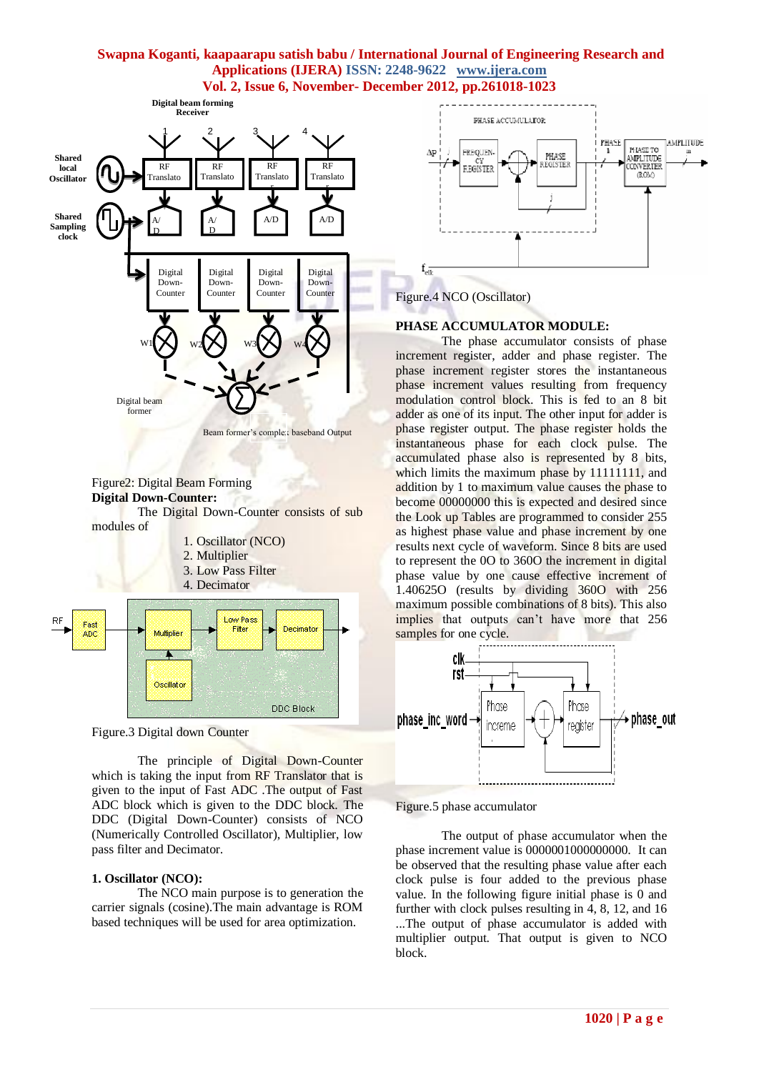Figure2: Digital Beam Forming

**Digital Down-Counter:**

The Digital Down-Counter consists of sub modules of

1. Oscillator (NCO)
2. Multiplier
3. Low Pass Filter
4. Decimator

Figure.3 Digital down Counter

The principle of Digital Down-Counter which is taking the input from RF Translator that is given to the input of Fast ADC .The output of Fast ADC block which is given to the DDC block. The DDC (Digital Down-Counter) consists of NCO (Numerically Controlled Oscillator), Multiplier, low pass filter and Decimator.

**1. Oscillator (NCO):**

The NCO main purpose is to generation the carrier signals (cosine).The main advantage is ROM based techniques will be used for area optimization.

Figure.4 NCO (Oscillator)

**PHASE ACCUMULATOR MODULE:**

The phase accumulator consists of phase increment register, adder and phase register. The phase increment register stores the instantaneous phase increment values resulting from frequency modulation control block. This is fed to an 8 bit adder as one of its input. The other input for adder is phase register output. The phase register holds the instantaneous phase for each clock pulse. The accumulated phase also is represented by 8 bits, which limits the maximum phase by 11111111, and addition by 1 to maximum value causes the phase to become 00000000 this is expected and desired since the Look up Tables are programmed to consider 255 as highest phase value and phase increment by one results next cycle of waveform. Since 8 bits are used to represent the 0O to 360O the increment in digital phase value by one cause effective increment of 1.40625O (results by dividing 360O with 256 maximum possible combinations of 8 bits). This also implies that outputs can't have more that 256 samples for one cycle.

Figure.5 phase accumulator

The output of phase accumulator when the phase increment value is 0000001000000000. It can be observed that the resulting phase value after each clock pulse is four added to the previous phase value. In the following figure initial phase is 0 and further with clock pulses resulting in 4, 8, 12, and 16 ...The output of phase accumulator is added with multiplier output. That output is given to NCO block.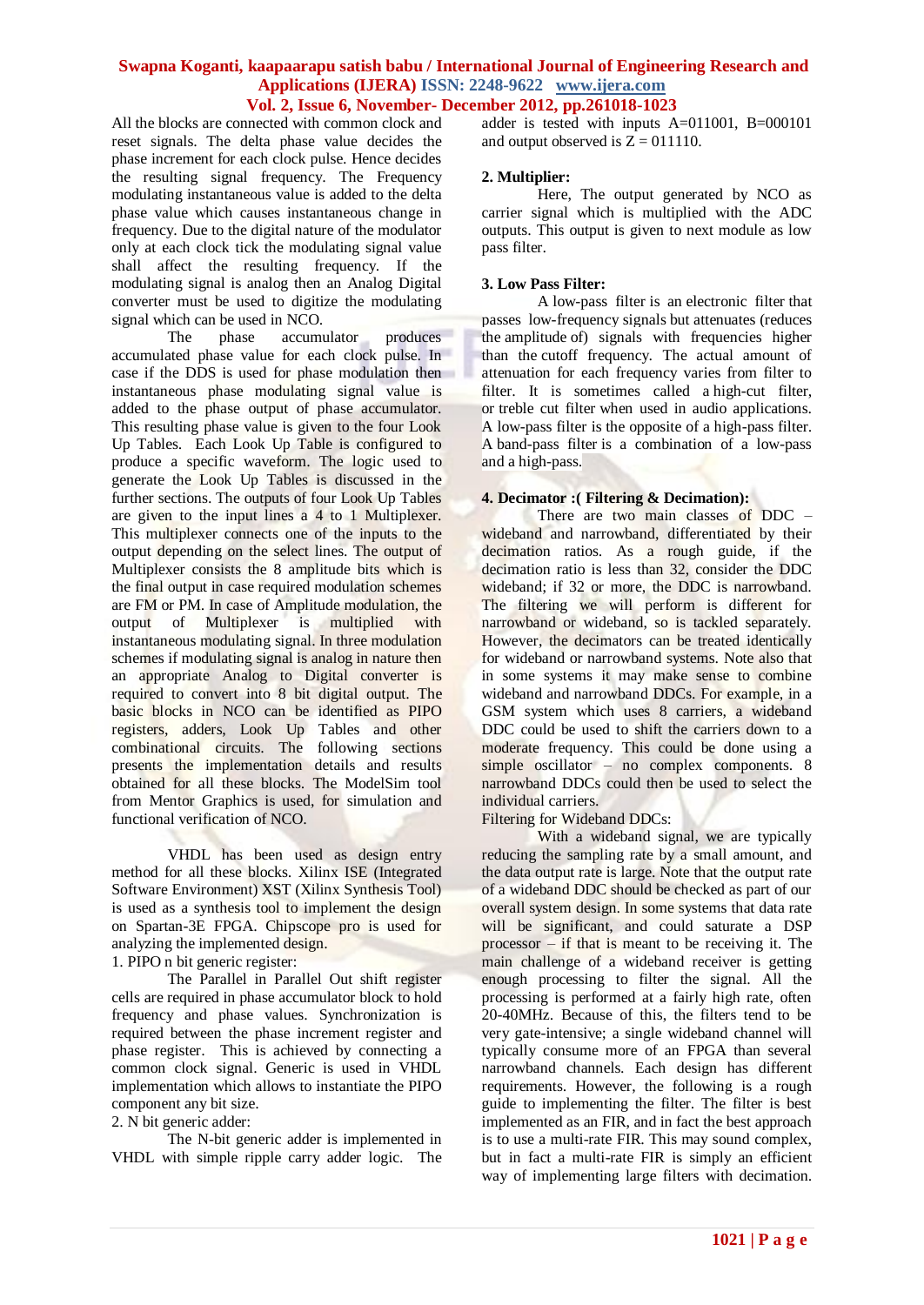All the blocks are connected with common clock and reset signals. The delta phase value decides the phase increment for each clock pulse. Hence decides the resulting signal frequency. The Frequency modulating instantaneous value is added to the delta phase value which causes instantaneous change in frequency. Due to the digital nature of the modulator only at each clock tick the modulating signal value shall affect the resulting frequency. If the modulating signal is analog then an Analog Digital converter must be used to digitize the modulating signal which can be used in NCO.

The phase accumulator produces accumulated phase value for each clock pulse. In case if the DDS is used for phase modulation then instantaneous phase modulating signal value is added to the phase output of phase accumulator. This resulting phase value is given to the four Look Up Tables. Each Look Up Table is configured to produce a specific waveform. The logic used to generate the Look Up Tables is discussed in the further sections. The outputs of four Look Up Tables are given to the input lines a 4 to 1 Multiplexer. This multiplexer connects one of the inputs to the output depending on the select lines. The output of Multiplexer consists the 8 amplitude bits which is the final output in case required modulation schemes are FM or PM. In case of Amplitude modulation, the output of Multiplexer is multiplied with instantaneous modulating signal. In three modulation schemes if modulating signal is analog in nature then an appropriate Analog to Digital converter is required to convert into 8 bit digital output. The basic blocks in NCO can be identified as PIPO registers, adders, Look Up Tables and other combinational circuits. The following sections presents the implementation details and results obtained for all these blocks. The ModelSim tool from Mentor Graphics is used, for simulation and functional verification of NCO.

VHDL has been used as design entry method for all these blocks. Xilinx ISE (Integrated Software Environment) XST (Xilinx Synthesis Tool) is used as a synthesis tool to implement the design on Spartan-3E FPGA. Chipscope pro is used for analyzing the implemented design.

1. PIPO n bit generic register:

The Parallel in Parallel Out shift register cells are required in phase accumulator block to hold frequency and phase values. Synchronization is required between the phase increment register and phase register. This is achieved by connecting a common clock signal. Generic is used in VHDL implementation which allows to instantiate the PIPO component any bit size.

2. N bit generic adder:

The N-bit generic adder is implemented in VHDL with simple ripple carry adder logic. The adder is tested with inputs A=011001, B=000101 and output observed is Z = 011110.

**2. Multiplier:**

Here, The output generated by NCO as carrier signal which is multiplied with the ADC outputs. This output is given to next module as low pass filter.

**3. Low Pass Filter:**

A low-pass filter is an electronic filter that passes low-frequency signals but attenuates (reduces the amplitude of) signals with frequencies higher than the cutoff frequency. The actual amount of attenuation for each frequency varies from filter to filter. It is sometimes called a high-cut filter, or treble cut filter when used in audio applications. A low-pass filter is the opposite of a high-pass filter. A band-pass filter is a combination of a low-pass and a high-pass.

**4. Decimator :( Filtering & Decimation):**

There are two main classes of DDC – wideband and narrowband, differentiated by their decimation ratios. As a rough guide, if the decimation ratio is less than 32, consider the DDC wideband; if 32 or more, the DDC is narrowband. The filtering we will perform is different for narrowband or wideband, so is tackled separately. However, the decimators can be treated identically for wideband or narrowband systems. Note also that in some systems it may make sense to combine wideband and narrowband DDCs. For example, in a GSM system which uses 8 carriers, a wideband DDC could be used to shift the carriers down to a moderate frequency. This could be done using a simple oscillator – no complex components. 8 narrowband DDCs could then be used to select the individual carriers.

Filtering for Wideband DDCs:

With a wideband signal, we are typically reducing the sampling rate by a small amount, and the data output rate is large. Note that the output rate of a wideband DDC should be checked as part of our overall system design. In some systems that data rate will be significant, and could saturate a DSP processor – if that is meant to be receiving it. The main challenge of a wideband receiver is getting enough processing to filter the signal. All the processing is performed at a fairly high rate, often 20-40MHz. Because of this, the filters tend to be very gate-intensive; a single wideband channel will typically consume more of an FPGA than several narrowband channels. Each design has different requirements. However, the following is a rough guide to implementing the filter. The filter is best implemented as an FIR, and in fact the best approach is to use a multi-rate FIR. This may sound complex, but in fact a multi-rate FIR is simply an efficient way of implementing large filters with decimation.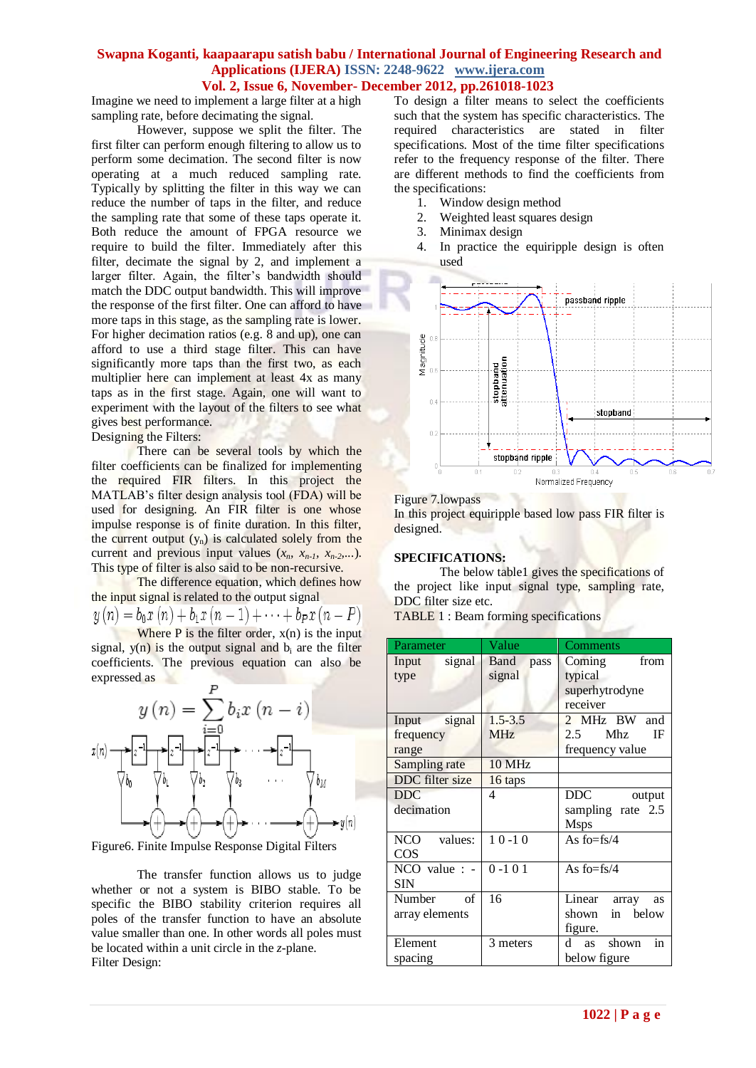Imagine we need to implement a large filter at a high sampling rate, before decimating the signal.

However, suppose we split the filter. The first filter can perform enough filtering to allow us to perform some decimation. The second filter is now operating at a much reduced sampling rate. Typically by splitting the filter in this way we can reduce the number of taps in the filter, and reduce the sampling rate that some of these taps operate it. Both reduce the amount of FPGA resource we require to build the filter. Immediately after this filter, decimate the signal by 2, and implement a larger filter. Again, the filter's bandwidth should match the DDC output bandwidth. This will improve the response of the first filter. One can afford to have more taps in this stage, as the sampling rate is lower. For higher decimation ratios (e.g. 8 and up), one can afford to use a third stage filter. This can have significantly more taps than the first two, as each multiplier here can implement at least 4x as many taps as in the first stage. Again, one will want to experiment with the layout of the filters to see what gives best performance.

Designing the Filters:

There can be several tools by which the filter coefficients can be finalized for implementing the required FIR filters. In this project the MATLAB's filter design analysis tool (FDA) will be used for designing. An FIR filter is one whose impulse response is of finite duration. In this filter, the current output ($y_n$) is calculated solely from the current and previous input values ($x_n$, $x_{n-1}$, $x_{n-2}$,...). This type of filter is also said to be non-recursive.

The difference equation, which defines how the input signal is related to the output signal

$$y(n) = b_0 x(n) + b_1 x(n-1) + \cdots + b_P x(n-P)$$

Where P is the filter order, x(n) is the input signal, y(n) is the output signal and $b_i$ are the filter coefficients. The previous equation can also be expressed as

$$y(n) = \sum_{i=0}^{P} b_i x(n-i)$$

Figure6. Finite Impulse Response Digital Filters

The transfer function allows us to judge whether or not a system is BIBO stable. To be specific the BIBO stability criterion requires all poles of the transfer function to have an absolute value smaller than one. In other words all poles must be located within a unit circle in the *z*-plane.

Filter Design:

To design a filter means to select the coefficients such that the system has specific characteristics. The required characteristics are stated in filter specifications. Most of the time filter specifications refer to the frequency response of the filter. There are different methods to find the coefficients from the specifications:

1. Window design method
2. Weighted least squares design
3. Minimax design
4. In practice the equiripple design is often used

Figure 7.lowpass

In this project equiripple based low pass FIR filter is designed.

**SPECIFICATIONS:**

The below table1 gives the specifications of the project like input signal type, sampling rate, DDC filter size etc.

TABLE 1 : Beam forming specifications

| Parameter | Value | Comments |
|---|---|---|
| Input signal type | Band pass signal | Coming from typical superhytrodyne receiver |
| Input signal frequency range | 1.5-3.5 MHz | 2 MHz BW and 2.5 Mhz IF frequency value |
| Sampling rate | 10 MHz | |
| DDC filter size | 16 taps | |
| DDC decimation | 4 | DDC output sampling rate 2.5 Msps |
| NCO values: COS | 1 0 -1 0 | As fo=fs/4 |
| NCO value : -SIN | 0 -1 0 1 | As fo=fs/4 |
| Number of array elements | 16 | Linear array as shown in below figure. |
| Element spacing | 3 meters | d as shown in below figure |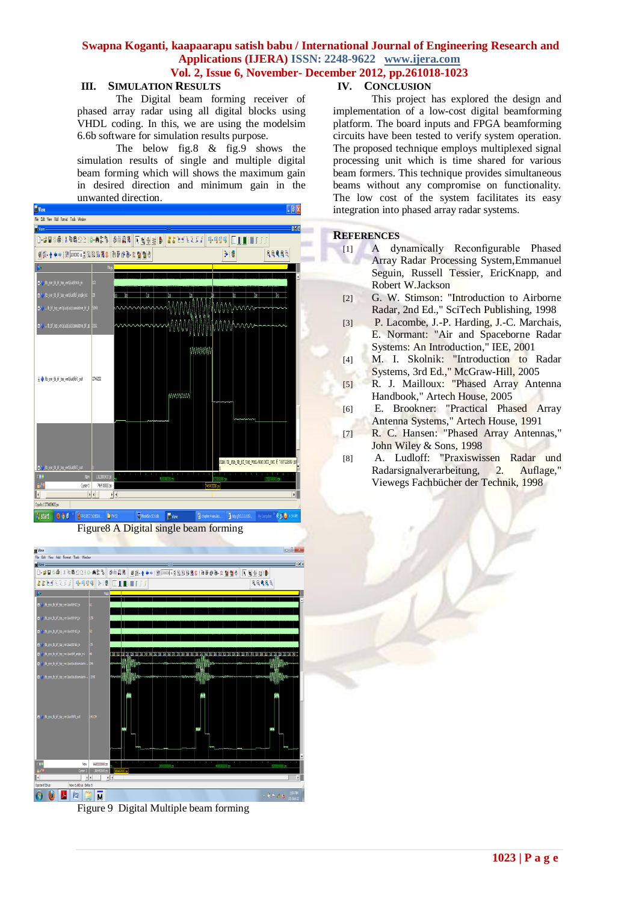## III. SIMULATION RESULTS

The Digital beam forming receiver of phased array radar using all digital blocks using VHDL coding. In this, we are using the modelsim 6.6b software for simulation results purpose.

The below fig.8 & fig.9 shows the simulation results of single and multiple digital beam forming which will shows the maximum gain in desired direction and minimum gain in the unwanted direction.

Figure8 A Digital single beam forming

Figure 9 Digital Multiple beam forming

## IV. CONCLUSION

This project has explored the design and implementation of a low-cost digital beamforming platform. The board inputs and FPGA beamforming circuits have been tested to verify system operation. The proposed technique employs multiplexed signal processing unit which is time shared for various beam formers. This technique provides simultaneous beams without any compromise on functionality. The low cost of the system facilitates its easy integration into phased array radar systems.

## REFERENCES

[1] A dynamically Reconfigurable Phased Array Radar Processing System,Emmanuel Seguin, Russell Tessier, EricKnapp, and Robert W.Jackson

[2] G. W. Stimson: "Introduction to Airborne Radar, 2nd Ed.," SciTech Publishing, 1998

[3] P. Lacombe, J.-P. Harding, J.-C. Marchais, E. Normant: "Air and Spaceborne Radar Systems: An Introduction," IEE, 2001

[4] M. I. Skolnik: "Introduction to Radar Systems, 3rd Ed.," McGraw-Hill, 2005

[5] R. J. Mailloux: "Phased Array Antenna Handbook," Artech House, 2005

[6] E. Brookner: "Practical Phased Array Antenna Systems," Artech House, 1991

[7] R. C. Hansen: "Phased Array Antennas," John Wiley & Sons, 1998

[8] A. Ludloff: "Praxiswissen Radar und Radarsignalverarbeitung, 2. Auflage," Viewegs Fachbücher der Technik, 1998